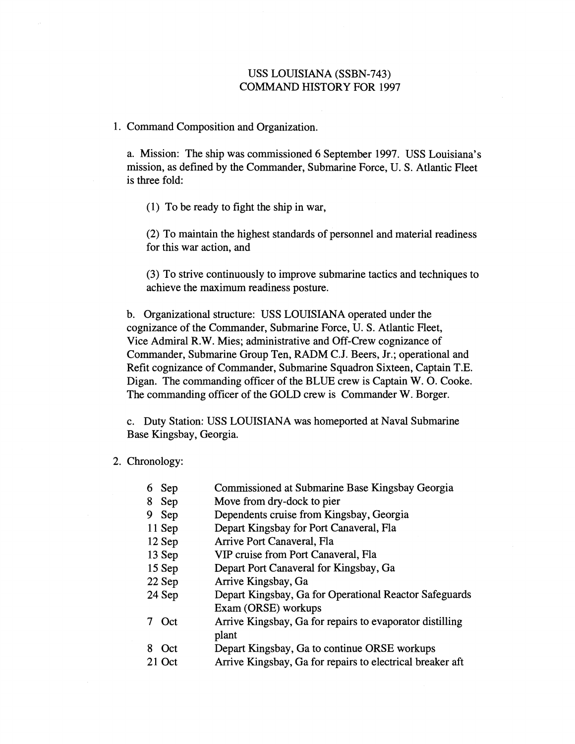# USS LOUISIANA (SSBN-743)
# COMMAND HISTORY FOR 1997

1. Command Composition and Organization.

   a. Mission: The ship was commissioned 6 September 1997. USS Louisiana's mission, as defined by the Commander, Submarine Force, U. S. Atlantic Fleet is three fold:

      (1) To be ready to fight the ship in war,

      (2) To maintain the highest standards of personnel and material readiness for this war action, and

      (3) To strive continuously to improve submarine tactics and techniques to achieve the maximum readiness posture.

   b. Organizational structure: USS LOUISIANA operated under the cognizance of the Commander, Submarine Force, U. S. Atlantic Fleet, Vice Admiral R.W. Mies; administrative and Off-Crew cognizance of Commander, Submarine Group Ten, RADM C.J. Beers, Jr.; operational and Refit cognizance of Commander, Submarine Squadron Sixteen, Captain T.E. Digan. The commanding officer of the BLUE crew is Captain W. O. Cooke. The commanding officer of the GOLD crew is Commander W. Borger.

   c. Duty Station: USS LOUISIANA was homeported at Naval Submarine Base Kingsbay, Georgia.

2. Chronology:

| | |
|---|---|
| 6 Sep | Commissioned at Submarine Base Kingsbay Georgia |
| 8 Sep | Move from dry-dock to pier |
| 9 Sep | Dependents cruise from Kingsbay, Georgia |
| 11 Sep | Depart Kingsbay for Port Canaveral, Fla |
| 12 Sep | Arrive Port Canaveral, Fla |
| 13 Sep | VIP cruise from Port Canaveral, Fla |
| 15 Sep | Depart Port Canaveral for Kingsbay, Ga |
| 22 Sep | Arrive Kingsbay, Ga |
| 24 Sep | Depart Kingsbay, Ga for Operational Reactor Safeguards Exam (ORSE) workups |
| 7 Oct | Arrive Kingsbay, Ga for repairs to evaporator distilling plant |
| 8 Oct | Depart Kingsbay, Ga to continue ORSE workups |
| 21 Oct | Arrive Kingsbay, Ga for repairs to electrical breaker aft |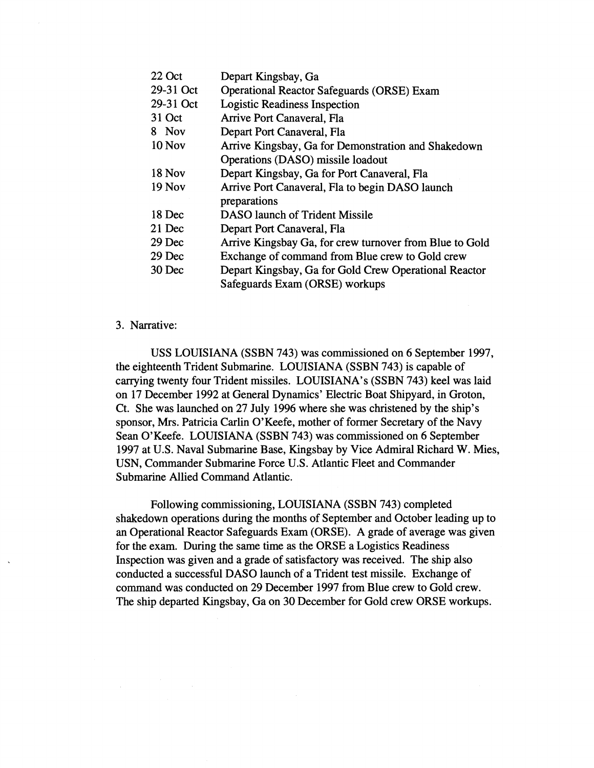| | |
|---|---|
| 22 Oct | Depart Kingsbay, Ga |
| 29-31 Oct | Operational Reactor Safeguards (ORSE) Exam |
| 29-31 Oct | Logistic Readiness Inspection |
| 31 Oct | Arrive Port Canaveral, Fla |
| 8 Nov | Depart Port Canaveral, Fla |
| 10 Nov | Arrive Kingsbay, Ga for Demonstration and Shakedown Operations (DASO) missile loadout |
| 18 Nov | Depart Kingsbay, Ga for Port Canaveral, Fla |
| 19 Nov | Arrive Port Canaveral, Fla to begin DASO launch preparations |
| 18 Dec | DASO launch of Trident Missile |
| 21 Dec | Depart Port Canaveral, Fla |
| 29 Dec | Arrive Kingsbay Ga, for crew turnover from Blue to Gold |
| 29 Dec | Exchange of command from Blue crew to Gold crew |
| 30 Dec | Depart Kingsbay, Ga for Gold Crew Operational Reactor Safeguards Exam (ORSE) workups |

3. Narrative:

USS LOUISIANA (SSBN 743) was commissioned on 6 September 1997, the eighteenth Trident Submarine. LOUISIANA (SSBN 743) is capable of carrying twenty four Trident missiles. LOUISIANA's (SSBN 743) keel was laid on 17 December 1992 at General Dynamics' Electric Boat Shipyard, in Groton, Ct. She was launched on 27 July 1996 where she was christened by the ship's sponsor, Mrs. Patricia Carlin O'Keefe, mother of former Secretary of the Navy Sean O'Keefe. LOUISIANA (SSBN 743) was commissioned on 6 September 1997 at U.S. Naval Submarine Base, Kingsbay by Vice Admiral Richard W. Mies, USN, Commander Submarine Force U.S. Atlantic Fleet and Commander Submarine Allied Command Atlantic.

Following commissioning, LOUISIANA (SSBN 743) completed shakedown operations during the months of September and October leading up to an Operational Reactor Safeguards Exam (ORSE). A grade of average was given for the exam. During the same time as the ORSE a Logistics Readiness Inspection was given and a grade of satisfactory was received. The ship also conducted a successful DASO launch of a Trident test missile. Exchange of command was conducted on 29 December 1997 from Blue crew to Gold crew. The ship departed Kingsbay, Ga on 30 December for Gold crew ORSE workups.